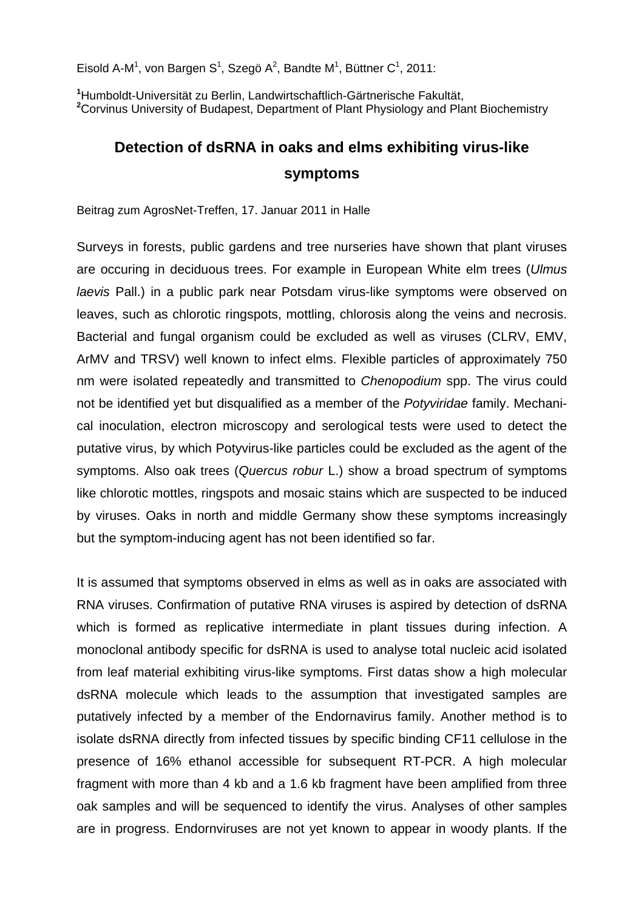Eisold A-M[1], von Bargen S[1], Szegö A[2], Bandte M[1], Büttner C[1], 2011:

[1]Humboldt-Universität zu Berlin, Landwirtschaftlich-Gärtnerische Fakultät,
[2]Corvinus University of Budapest, Department of Plant Physiology and Plant Biochemistry

# Detection of dsRNA in oaks and elms exhibiting virus-like symptoms

Beitrag zum AgrosNet-Treffen, 17. Januar 2011 in Halle

Surveys in forests, public gardens and tree nurseries have shown that plant viruses are occuring in deciduous trees. For example in European White elm trees (*Ulmus laevis* Pall.) in a public park near Potsdam virus-like symptoms were observed on leaves, such as chlorotic ringspots, mottling, chlorosis along the veins and necrosis. Bacterial and fungal organism could be excluded as well as viruses (CLRV, EMV, ArMV and TRSV) well known to infect elms. Flexible particles of approximately 750 nm were isolated repeatedly and transmitted to *Chenopodium* spp. The virus could not be identified yet but disqualified as a member of the *Potyviridae* family. Mechanical inoculation, electron microscopy and serological tests were used to detect the putative virus, by which Potyvirus-like particles could be excluded as the agent of the symptoms. Also oak trees (*Quercus robur* L.) show a broad spectrum of symptoms like chlorotic mottles, ringspots and mosaic stains which are suspected to be induced by viruses. Oaks in north and middle Germany show these symptoms increasingly but the symptom-inducing agent has not been identified so far.

It is assumed that symptoms observed in elms as well as in oaks are associated with RNA viruses. Confirmation of putative RNA viruses is aspired by detection of dsRNA which is formed as replicative intermediate in plant tissues during infection. A monoclonal antibody specific for dsRNA is used to analyse total nucleic acid isolated from leaf material exhibiting virus-like symptoms. First datas show a high molecular dsRNA molecule which leads to the assumption that investigated samples are putatively infected by a member of the Endornavirus family. Another method is to isolate dsRNA directly from infected tissues by specific binding CF11 cellulose in the presence of 16% ethanol accessible for subsequent RT-PCR. A high molecular fragment with more than 4 kb and a 1.6 kb fragment have been amplified from three oak samples and will be sequenced to identify the virus. Analyses of other samples are in progress. Endornviruses are not yet known to appear in woody plants. If the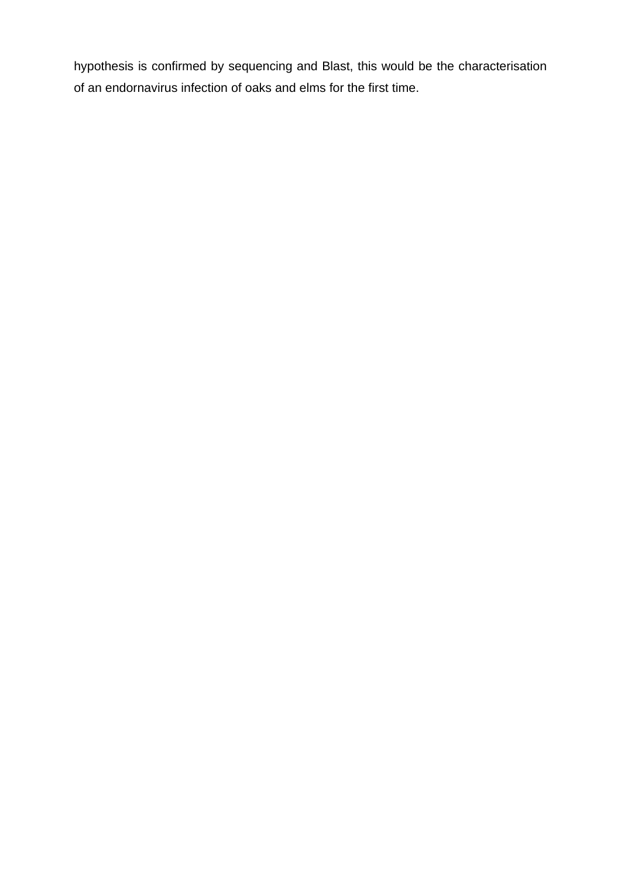hypothesis is confirmed by sequencing and Blast, this would be the characterisation of an endornavirus infection of oaks and elms for the first time.